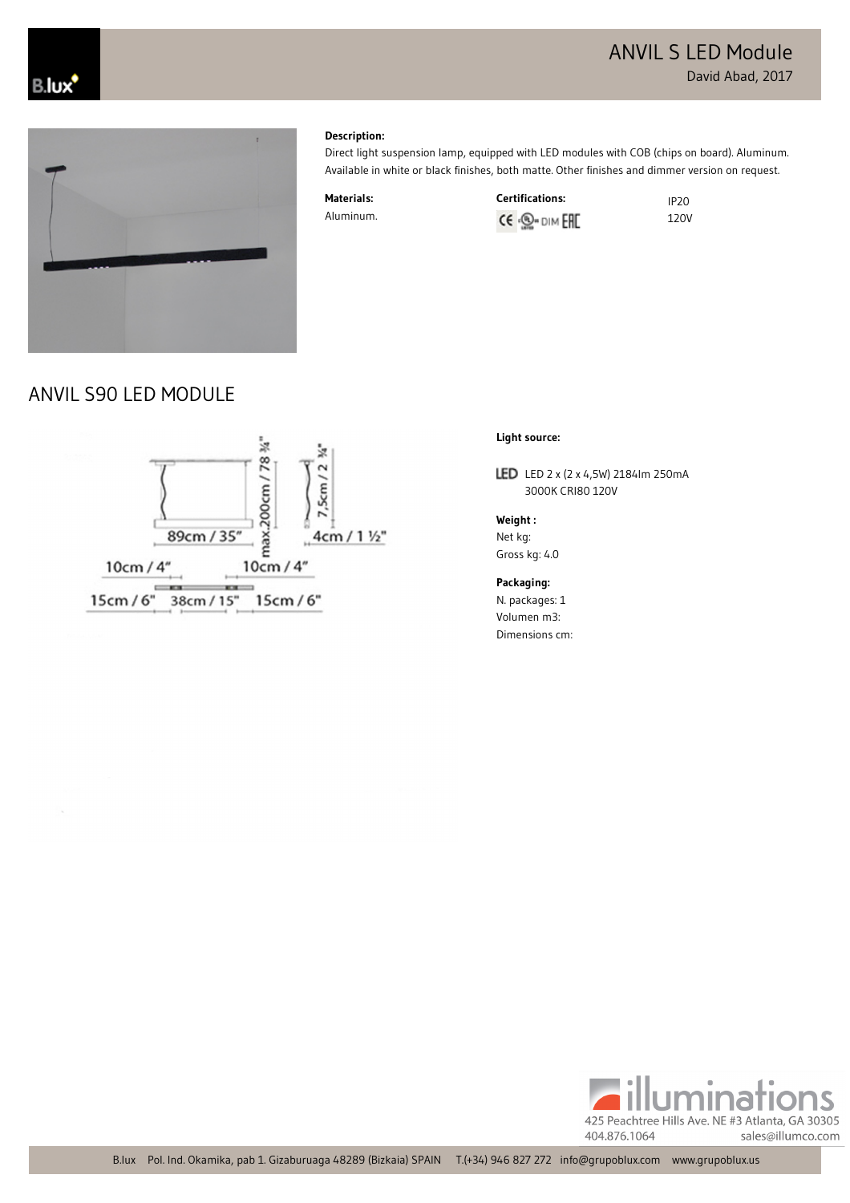# ANVIL S LED Module

David Abad, 2017

**Description:**
Direct light suspension lamp, equipped with LED modules with COB (chips on board). Aluminum. Available in white or black finishes, both matte. Other finishes and dimmer version on request.

**Materials:**
Aluminum.

**Certifications:**
CE UL DIM EAC

IP20
120V

## ANVIL S90 LED MODULE

89cm / 35"
max.200cm / 78 ¾"
7,5cm / 2 ¾"
4cm / 1 ½"
10cm / 4"
10cm / 4"
15cm / 6"
38cm / 15"
15cm / 6"

**Light source:**

LED 2 x (2 x 4,5W) 2184lm 250mA
3000K CRI80 120V

**Weight :**
Net kg:
Gross kg: 4.0

**Packaging:**
N. packages: 1
Volumen m3:
Dimensions cm:

illuminations
425 Peachtree Hills Ave. NE #3 Atlanta, GA 30305
404.876.1064 sales@illumco.com

B.lux Pol. Ind. Okamika, pab 1. Gizaburuaga 48289 (Bizkaia) SPAIN T.(+34) 946 827 272 info@grupoblux.com www.grupoblux.us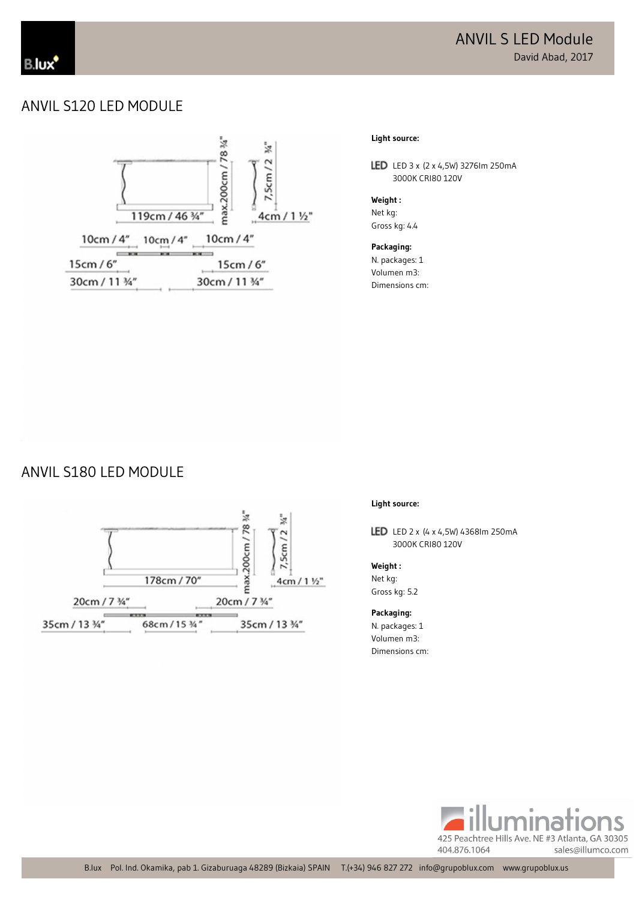# ANVIL S LED Module

David Abad, 2017

## ANVIL S120 LED MODULE

**Light source:**

LED 3 x (2 x 4,5W) 3276lm 250mA 3000K CRI80 120V

**Weight :**

Net kg:

Gross kg: 4.4

**Packaging:**

N. packages: 1

Volumen m3:

Dimensions cm:

## ANVIL S180 LED MODULE

**Light source:**

LED 2 x (4 x 4,5W) 4368lm 250mA 3000K CRI80 120V

**Weight :**

Net kg:

Gross kg: 5.2

**Packaging:**

N. packages: 1

Volumen m3:

Dimensions cm:

illuminations

425 Peachtree Hills Ave. NE #3 Atlanta, GA 30305

404.876.1064 sales@illumco.com

B.lux Pol. Ind. Okamika, pab 1. Gizaburuaga 48289 (Bizkaia) SPAIN T.(+34) 946 827 272 info@grupoblux.com www.grupoblux.us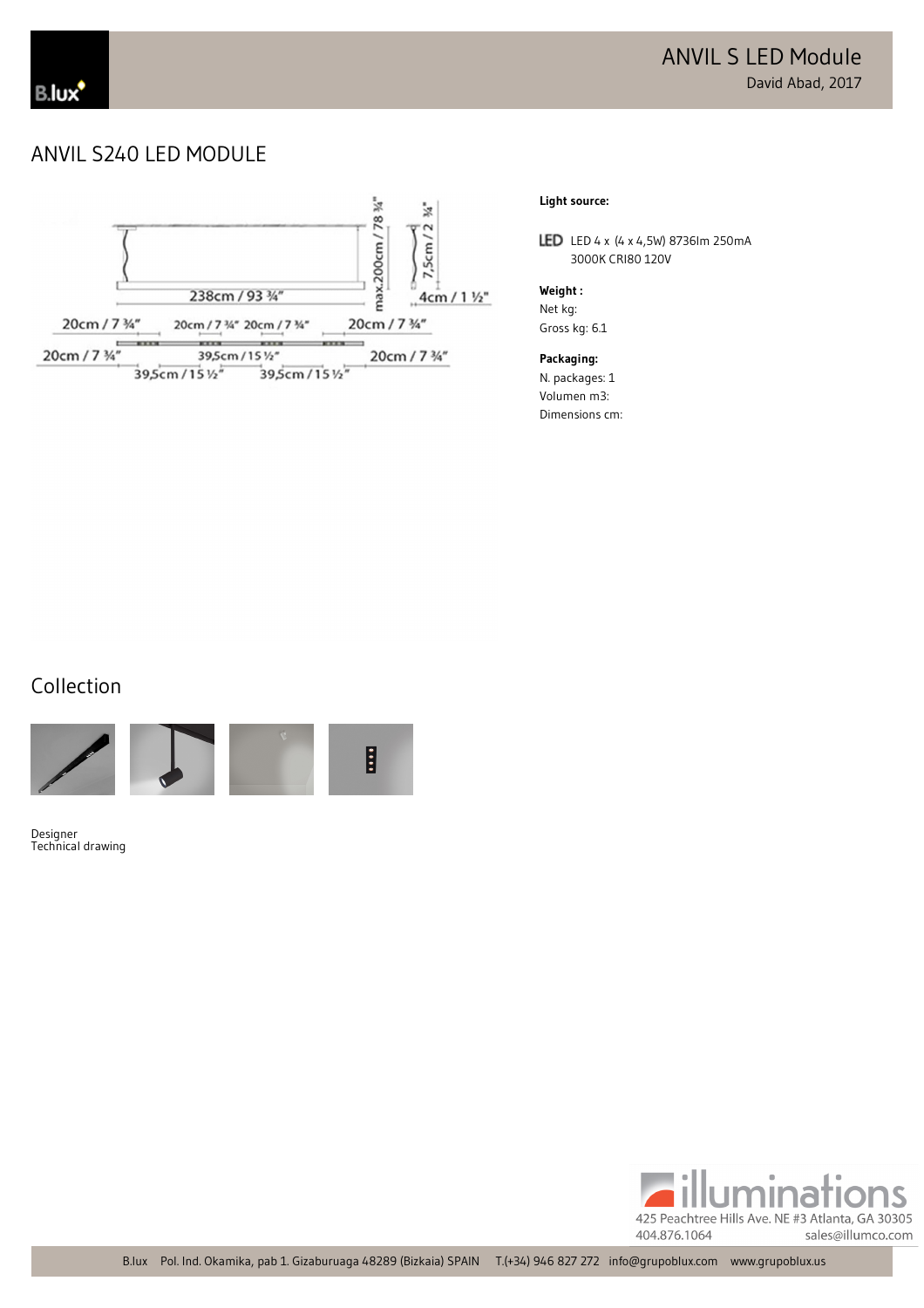## ANVIL S LED Module

David Abad, 2017

# ANVIL S240 LED MODULE

238cm / 93 ¾"
max.200cm / 78 ¾"
7,5cm / 2 ¾"
4cm / 1 ½"
20cm / 7 ¾"
20cm / 7 ¾"
20cm / 7 ¾"
20cm / 7 ¾"
20cm / 7 ¾"
39,5cm / 15 ½"
20cm / 7 ¾"
39,5cm / 15 ½"
39,5cm / 15 ½"

**Light source:**

LED 4 x (4 x 4,5W) 8736lm 250mA 3000K CRI80 120V

**Weight :**

Net kg:

Gross kg: 6.1

**Packaging:**

N. packages: 1

Volumen m3:

Dimensions cm:

## Collection

Designer
Technical drawing

illuminations
425 Peachtree Hills Ave. NE #3 Atlanta, GA 30305
404.876.1064 sales@illumco.com

B.lux Pol. Ind. Okamika, pab 1. Gizaburuaga 48289 (Bizkaia) SPAIN T.(+34) 946 827 272 info@grupoblux.com www.grupoblux.us